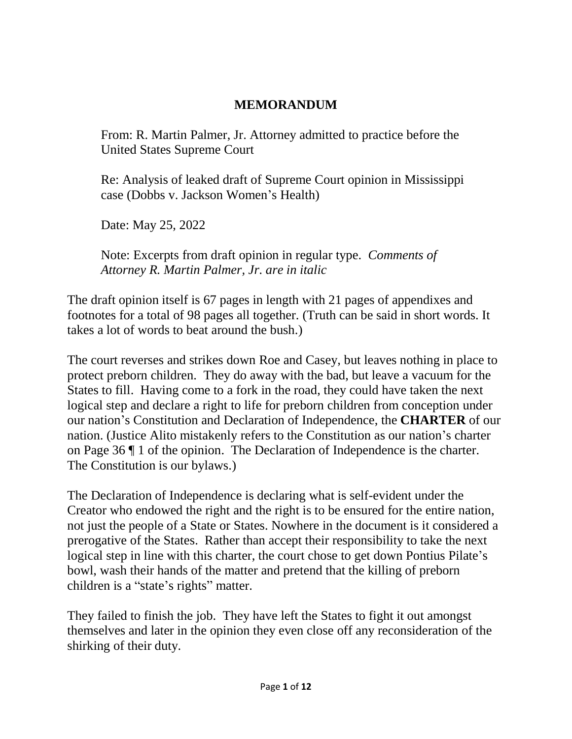# MEMORANDUM

From: R. Martin Palmer, Jr. Attorney admitted to practice before the United States Supreme Court

Re: Analysis of leaked draft of Supreme Court opinion in Mississippi case (Dobbs v. Jackson Women's Health)

Date: May 25, 2022

Note: Excerpts from draft opinion in regular type. *Comments of Attorney R. Martin Palmer, Jr. are in italic*

The draft opinion itself is 67 pages in length with 21 pages of appendixes and footnotes for a total of 98 pages all together. (Truth can be said in short words. It takes a lot of words to beat around the bush.)

The court reverses and strikes down Roe and Casey, but leaves nothing in place to protect preborn children. They do away with the bad, but leave a vacuum for the States to fill. Having come to a fork in the road, they could have taken the next logical step and declare a right to life for preborn children from conception under our nation's Constitution and Declaration of Independence, the **CHARTER** of our nation. (Justice Alito mistakenly refers to the Constitution as our nation's charter on Page 36 ¶ 1 of the opinion. The Declaration of Independence is the charter. The Constitution is our bylaws.)

The Declaration of Independence is declaring what is self-evident under the Creator who endowed the right and the right is to be ensured for the entire nation, not just the people of a State or States. Nowhere in the document is it considered a prerogative of the States. Rather than accept their responsibility to take the next logical step in line with this charter, the court chose to get down Pontius Pilate's bowl, wash their hands of the matter and pretend that the killing of preborn children is a "state's rights" matter.

They failed to finish the job. They have left the States to fight it out amongst themselves and later in the opinion they even close off any reconsideration of the shirking of their duty.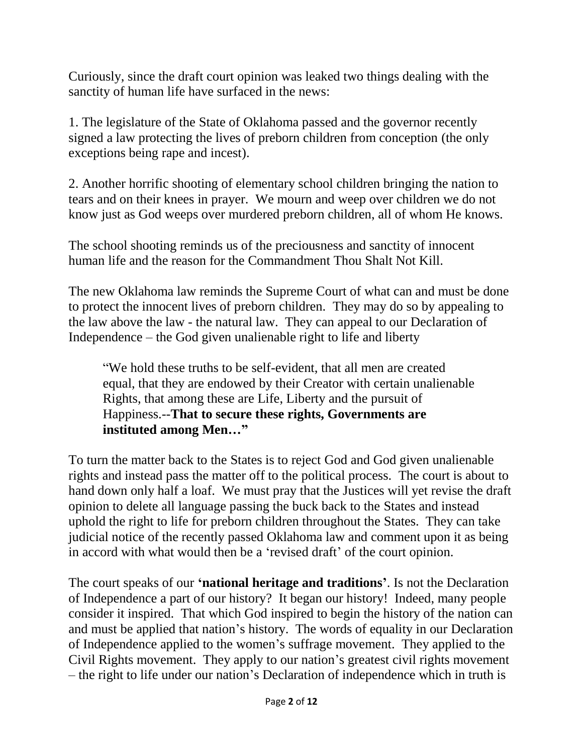Curiously, since the draft court opinion was leaked two things dealing with the sanctity of human life have surfaced in the news:

1. The legislature of the State of Oklahoma passed and the governor recently signed a law protecting the lives of preborn children from conception (the only exceptions being rape and incest).

2. Another horrific shooting of elementary school children bringing the nation to tears and on their knees in prayer. We mourn and weep over children we do not know just as God weeps over murdered preborn children, all of whom He knows.

The school shooting reminds us of the preciousness and sanctity of innocent human life and the reason for the Commandment Thou Shalt Not Kill.

The new Oklahoma law reminds the Supreme Court of what can and must be done to protect the innocent lives of preborn children. They may do so by appealing to the law above the law - the natural law. They can appeal to our Declaration of Independence – the God given unalienable right to life and liberty

> "We hold these truths to be self-evident, that all men are created equal, that they are endowed by their Creator with certain unalienable Rights, that among these are Life, Liberty and the pursuit of Happiness.--**That to secure these rights, Governments are instituted among Men…"**

To turn the matter back to the States is to reject God and God given unalienable rights and instead pass the matter off to the political process. The court is about to hand down only half a loaf. We must pray that the Justices will yet revise the draft opinion to delete all language passing the buck back to the States and instead uphold the right to life for preborn children throughout the States. They can take judicial notice of the recently passed Oklahoma law and comment upon it as being in accord with what would then be a 'revised draft' of the court opinion.

The court speaks of our **'national heritage and traditions'**. Is not the Declaration of Independence a part of our history? It began our history! Indeed, many people consider it inspired. That which God inspired to begin the history of the nation can and must be applied that nation's history. The words of equality in our Declaration of Independence applied to the women's suffrage movement. They applied to the Civil Rights movement. They apply to our nation's greatest civil rights movement – the right to life under our nation's Declaration of independence which in truth is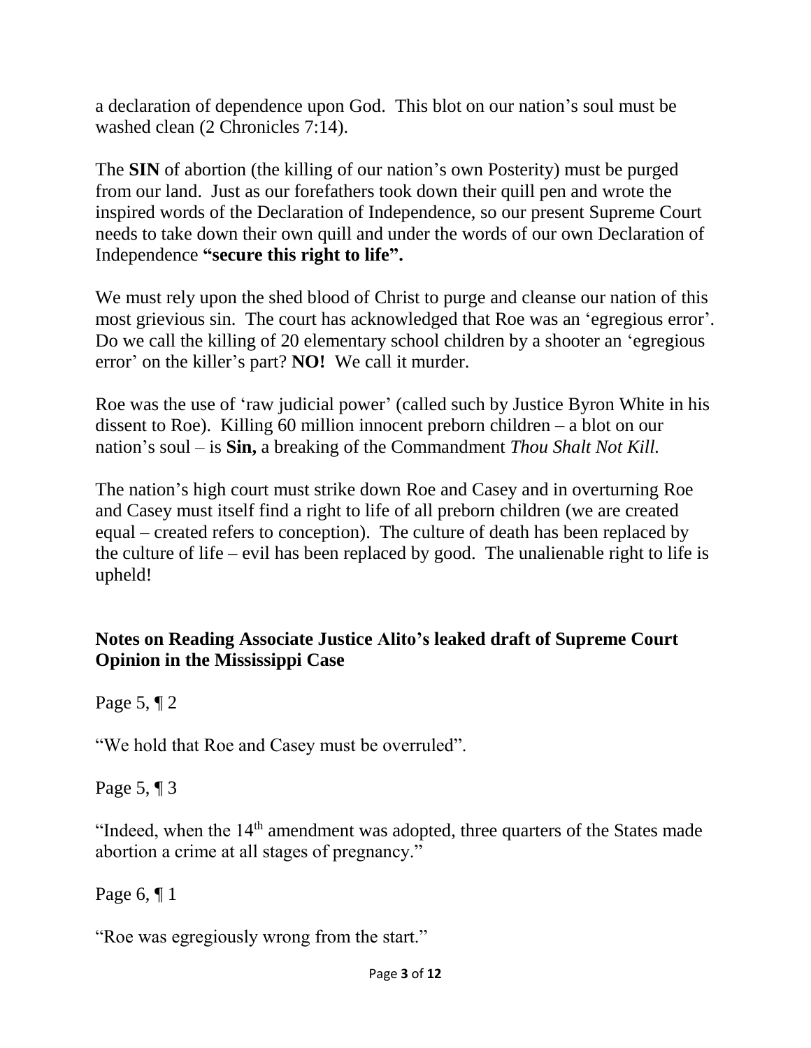a declaration of dependence upon God. This blot on our nation's soul must be washed clean (2 Chronicles 7:14).

The **SIN** of abortion (the killing of our nation's own Posterity) must be purged from our land. Just as our forefathers took down their quill pen and wrote the inspired words of the Declaration of Independence, so our present Supreme Court needs to take down their own quill and under the words of our own Declaration of Independence **"secure this right to life".**

We must rely upon the shed blood of Christ to purge and cleanse our nation of this most grievious sin. The court has acknowledged that Roe was an 'egregious error'. Do we call the killing of 20 elementary school children by a shooter an 'egregious error' on the killer's part? **NO!** We call it murder.

Roe was the use of 'raw judicial power' (called such by Justice Byron White in his dissent to Roe). Killing 60 million innocent preborn children – a blot on our nation's soul – is **Sin,** a breaking of the Commandment *Thou Shalt Not Kill.*

The nation's high court must strike down Roe and Casey and in overturning Roe and Casey must itself find a right to life of all preborn children (we are created equal – created refers to conception). The culture of death has been replaced by the culture of life – evil has been replaced by good. The unalienable right to life is upheld!

**Notes on Reading Associate Justice Alito's leaked draft of Supreme Court Opinion in the Mississippi Case**

Page 5, ¶ 2

"We hold that Roe and Casey must be overruled".

Page 5, ¶ 3

"Indeed, when the 14th amendment was adopted, three quarters of the States made abortion a crime at all stages of pregnancy."

Page 6, ¶ 1

"Roe was egregiously wrong from the start."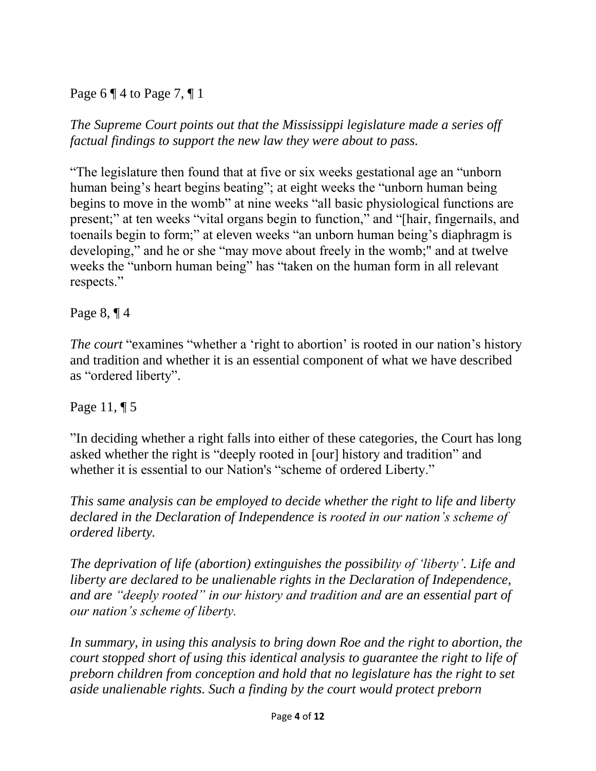Page 6 ¶ 4 to Page 7, ¶ 1

*The Supreme Court points out that the Mississippi legislature made a series off factual findings to support the new law they were about to pass.*

"The legislature then found that at five or six weeks gestational age an "unborn human being's heart begins beating"; at eight weeks the "unborn human being begins to move in the womb" at nine weeks "all basic physiological functions are present;" at ten weeks "vital organs begin to function," and "[hair, fingernails, and toenails begin to form;" at eleven weeks "an unborn human being's diaphragm is developing," and he or she "may move about freely in the womb;" and at twelve weeks the "unborn human being" has "taken on the human form in all relevant respects."

Page 8, ¶ 4

*The court* "examines "whether a 'right to abortion' is rooted in our nation's history and tradition and whether it is an essential component of what we have described as "ordered liberty".

Page 11, ¶ 5

"In deciding whether a right falls into either of these categories, the Court has long asked whether the right is "deeply rooted in [our] history and tradition" and whether it is essential to our Nation's "scheme of ordered Liberty."

*This same analysis can be employed to decide whether the right to life and liberty declared in the Declaration of Independence is rooted in our nation's scheme of ordered liberty.*

*The deprivation of life (abortion) extinguishes the possibility of 'liberty'. Life and liberty are declared to be unalienable rights in the Declaration of Independence, and are "deeply rooted" in our history and tradition and are an essential part of our nation's scheme of liberty.*

*In summary, in using this analysis to bring down Roe and the right to abortion, the court stopped short of using this identical analysis to guarantee the right to life of preborn children from conception and hold that no legislature has the right to set aside unalienable rights. Such a finding by the court would protect preborn*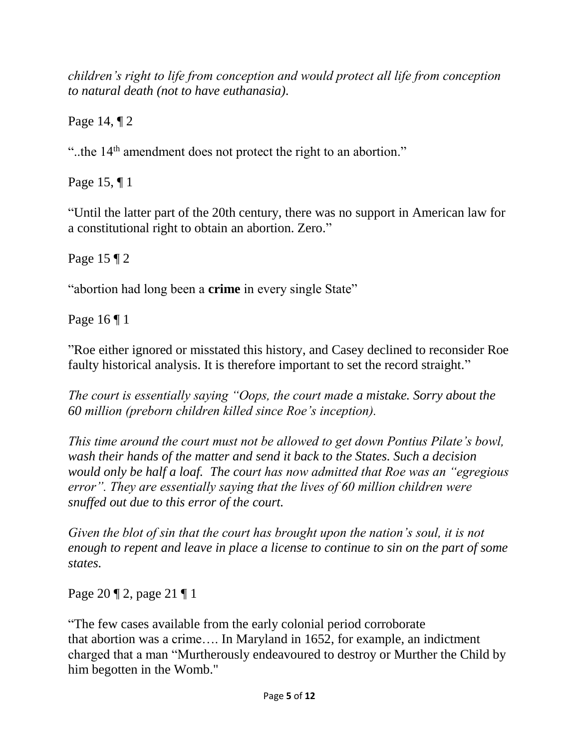*children's right to life from conception and would protect all life from conception to natural death (not to have euthanasia).*

Page 14, ¶ 2

"..the 14th amendment does not protect the right to an abortion."

Page 15, ¶ 1

"Until the latter part of the 20th century, there was no support in American law for a constitutional right to obtain an abortion. Zero."

Page 15 ¶ 2

"abortion had long been a **crime** in every single State"

Page 16 ¶ 1

"Roe either ignored or misstated this history, and Casey declined to reconsider Roe faulty historical analysis. It is therefore important to set the record straight."

*The court is essentially saying "Oops, the court made a mistake. Sorry about the 60 million (preborn children killed since Roe's inception).*

*This time around the court must not be allowed to get down Pontius Pilate's bowl, wash their hands of the matter and send it back to the States. Such a decision would only be half a loaf. The court has now admitted that Roe was an "egregious error". They are essentially saying that the lives of 60 million children were snuffed out due to this error of the court.*

*Given the blot of sin that the court has brought upon the nation's soul, it is not enough to repent and leave in place a license to continue to sin on the part of some states.*

Page 20 ¶ 2, page 21 ¶ 1

"The few cases available from the early colonial period corroborate that abortion was a crime…. In Maryland in 1652, for example, an indictment charged that a man "Murtherously endeavoured to destroy or Murther the Child by him begotten in the Womb."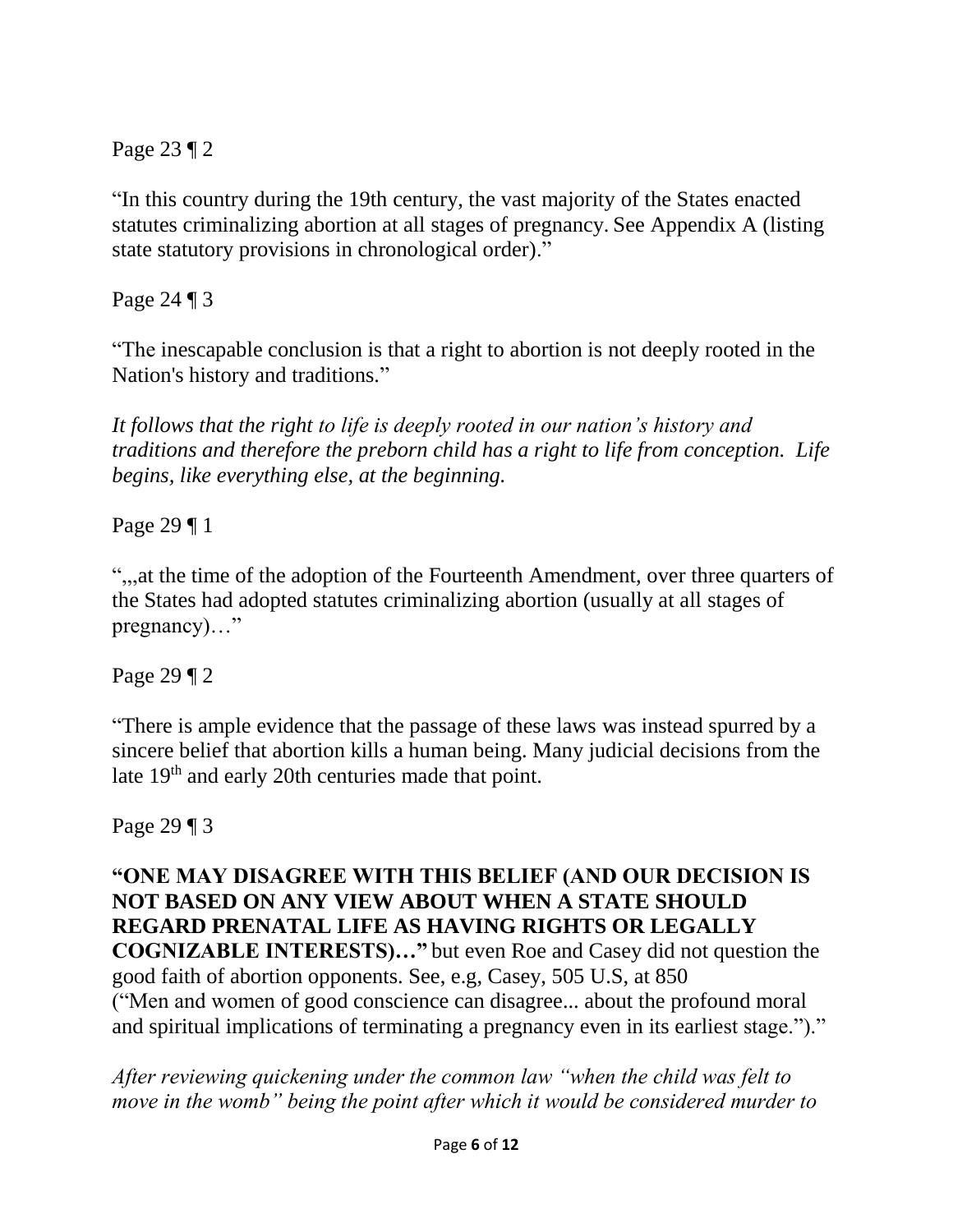Page 23 ¶ 2

"In this country during the 19th century, the vast majority of the States enacted statutes criminalizing abortion at all stages of pregnancy. See Appendix A (listing state statutory provisions in chronological order)."

Page 24 ¶ 3

"The inescapable conclusion is that a right to abortion is not deeply rooted in the Nation's history and traditions."

*It follows that the right to life is deeply rooted in our nation's history and traditions and therefore the preborn child has a right to life from conception. Life begins, like everything else, at the beginning.*

Page 29 ¶ 1

",,,at the time of the adoption of the Fourteenth Amendment, over three quarters of the States had adopted statutes criminalizing abortion (usually at all stages of pregnancy)…"

Page 29 ¶ 2

"There is ample evidence that the passage of these laws was instead spurred by a sincere belief that abortion kills a human being. Many judicial decisions from the late 19th and early 20th centuries made that point.

Page 29 ¶ 3

**"ONE MAY DISAGREE WITH THIS BELIEF (AND OUR DECISION IS NOT BASED ON ANY VIEW ABOUT WHEN A STATE SHOULD REGARD PRENATAL LIFE AS HAVING RIGHTS OR LEGALLY COGNIZABLE INTERESTS)…"** but even Roe and Casey did not question the good faith of abortion opponents. See, e.g, Casey, 505 U.S, at 850 ("Men and women of good conscience can disagree... about the profound moral and spiritual implications of terminating a pregnancy even in its earliest stage.")."

*After reviewing quickening under the common law "when the child was felt to move in the womb" being the point after which it would be considered murder to*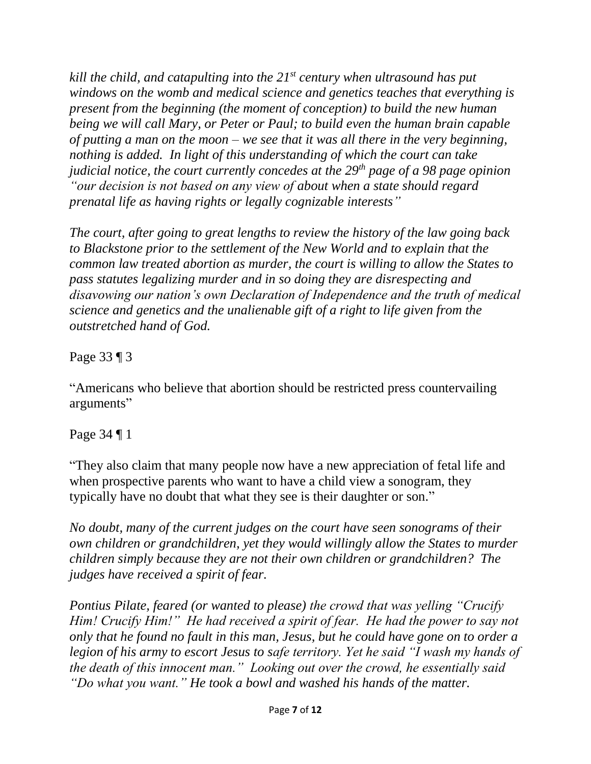*kill the child, and catapulting into the 21st century when ultrasound has put windows on the womb and medical science and genetics teaches that everything is present from the beginning (the moment of conception) to build the new human being we will call Mary, or Peter or Paul; to build even the human brain capable of putting a man on the moon – we see that it was all there in the very beginning, nothing is added. In light of this understanding of which the court can take judicial notice, the court currently concedes at the 29th page of a 98 page opinion "our decision is not based on any view of about when a state should regard prenatal life as having rights or legally cognizable interests"*

*The court, after going to great lengths to review the history of the law going back to Blackstone prior to the settlement of the New World and to explain that the common law treated abortion as murder, the court is willing to allow the States to pass statutes legalizing murder and in so doing they are disrespecting and disavowing our nation's own Declaration of Independence and the truth of medical science and genetics and the unalienable gift of a right to life given from the outstretched hand of God.*

Page 33 ¶ 3

"Americans who believe that abortion should be restricted press countervailing arguments"

Page 34 ¶ 1

"They also claim that many people now have a new appreciation of fetal life and when prospective parents who want to have a child view a sonogram, they typically have no doubt that what they see is their daughter or son."

*No doubt, many of the current judges on the court have seen sonograms of their own children or grandchildren, yet they would willingly allow the States to murder children simply because they are not their own children or grandchildren? The judges have received a spirit of fear.*

*Pontius Pilate, feared (or wanted to please) the crowd that was yelling "Crucify Him! Crucify Him!" He had received a spirit of fear. He had the power to say not only that he found no fault in this man, Jesus, but he could have gone on to order a legion of his army to escort Jesus to safe territory. Yet he said "I wash my hands of the death of this innocent man." Looking out over the crowd, he essentially said "Do what you want." He took a bowl and washed his hands of the matter.*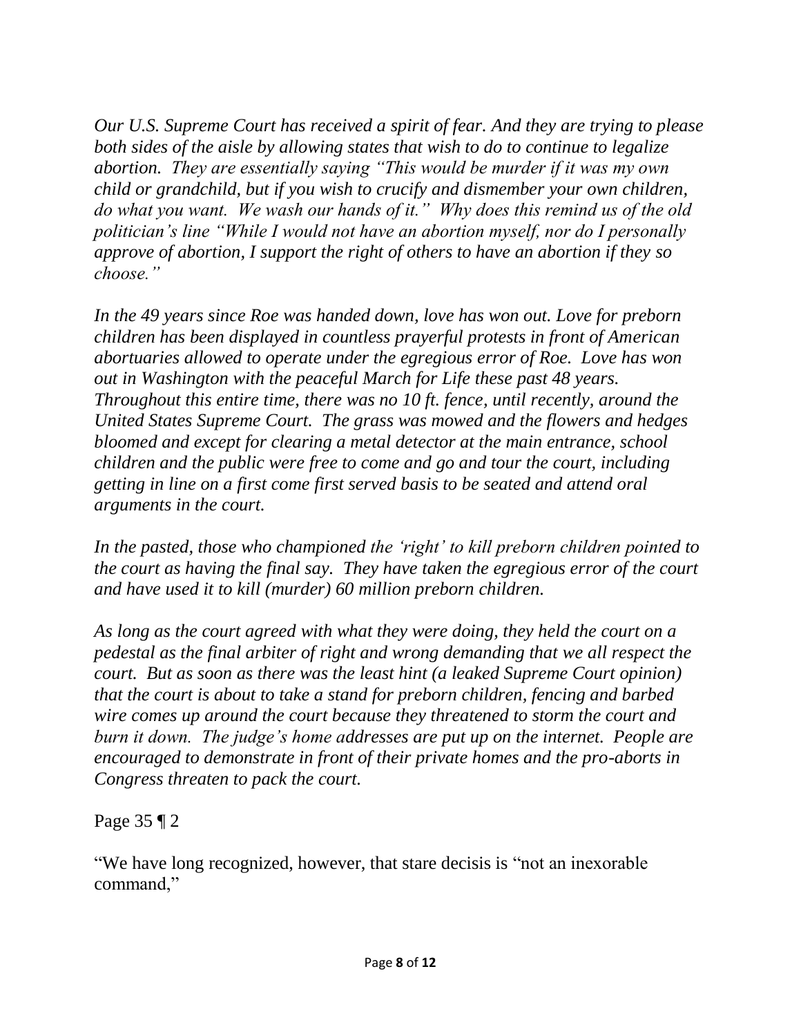*Our U.S. Supreme Court has received a spirit of fear. And they are trying to please both sides of the aisle by allowing states that wish to do to continue to legalize abortion. They are essentially saying "This would be murder if it was my own child or grandchild, but if you wish to crucify and dismember your own children, do what you want. We wash our hands of it." Why does this remind us of the old politician's line "While I would not have an abortion myself, nor do I personally approve of abortion, I support the right of others to have an abortion if they so choose."*

*In the 49 years since Roe was handed down, love has won out. Love for preborn children has been displayed in countless prayerful protests in front of American abortuaries allowed to operate under the egregious error of Roe. Love has won out in Washington with the peaceful March for Life these past 48 years. Throughout this entire time, there was no 10 ft. fence, until recently, around the United States Supreme Court. The grass was mowed and the flowers and hedges bloomed and except for clearing a metal detector at the main entrance, school children and the public were free to come and go and tour the court, including getting in line on a first come first served basis to be seated and attend oral arguments in the court.*

*In the pasted, those who championed the 'right' to kill preborn children pointed to the court as having the final say. They have taken the egregious error of the court and have used it to kill (murder) 60 million preborn children.*

*As long as the court agreed with what they were doing, they held the court on a pedestal as the final arbiter of right and wrong demanding that we all respect the court. But as soon as there was the least hint (a leaked Supreme Court opinion) that the court is about to take a stand for preborn children, fencing and barbed wire comes up around the court because they threatened to storm the court and burn it down. The judge's home addresses are put up on the internet. People are encouraged to demonstrate in front of their private homes and the pro-aborts in Congress threaten to pack the court.*

Page 35 ¶ 2

"We have long recognized, however, that stare decisis is "not an inexorable command,"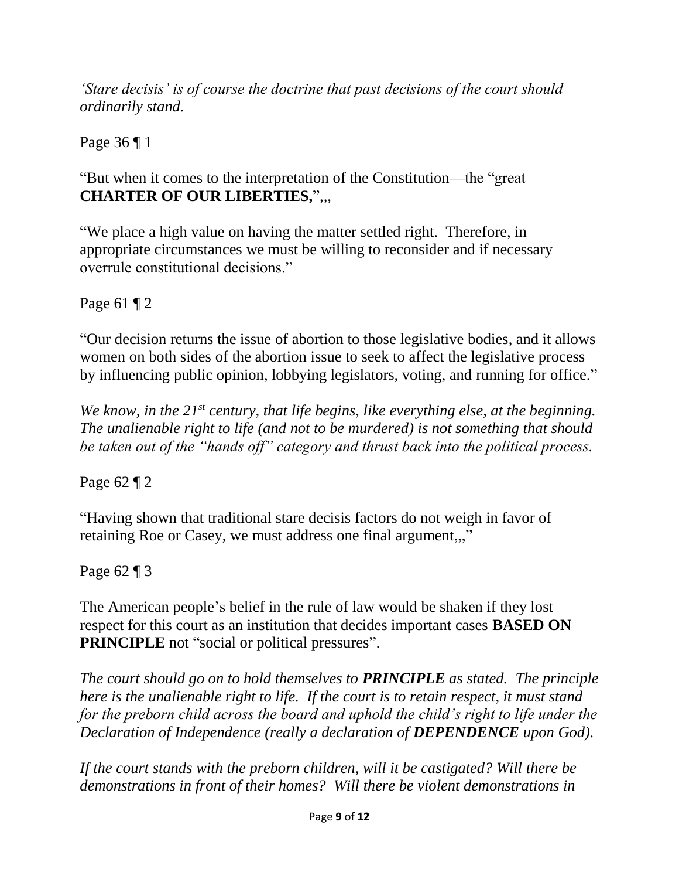*'Stare decisis' is of course the doctrine that past decisions of the court should ordinarily stand.*

Page 36 ¶ 1

"But when it comes to the interpretation of the Constitution—the "great **CHARTER OF OUR LIBERTIES,**",,,

"We place a high value on having the matter settled right. Therefore, in appropriate circumstances we must be willing to reconsider and if necessary overrule constitutional decisions."

Page 61 ¶ 2

"Our decision returns the issue of abortion to those legislative bodies, and it allows women on both sides of the abortion issue to seek to affect the legislative process by influencing public opinion, lobbying legislators, voting, and running for office."

*We know, in the 21st century, that life begins, like everything else, at the beginning. The unalienable right to life (and not to be murdered) is not something that should be taken out of the "hands off" category and thrust back into the political process.*

Page 62 ¶ 2

"Having shown that traditional stare decisis factors do not weigh in favor of retaining Roe or Casey, we must address one final argument,,,"

Page 62 ¶ 3

The American people's belief in the rule of law would be shaken if they lost respect for this court as an institution that decides important cases **BASED ON PRINCIPLE** not "social or political pressures".

*The court should go on to hold themselves to **PRINCIPLE** as stated. The principle here is the unalienable right to life. If the court is to retain respect, it must stand for the preborn child across the board and uphold the child's right to life under the Declaration of Independence (really a declaration of **DEPENDENCE** upon God).*

*If the court stands with the preborn children, will it be castigated? Will there be demonstrations in front of their homes? Will there be violent demonstrations in*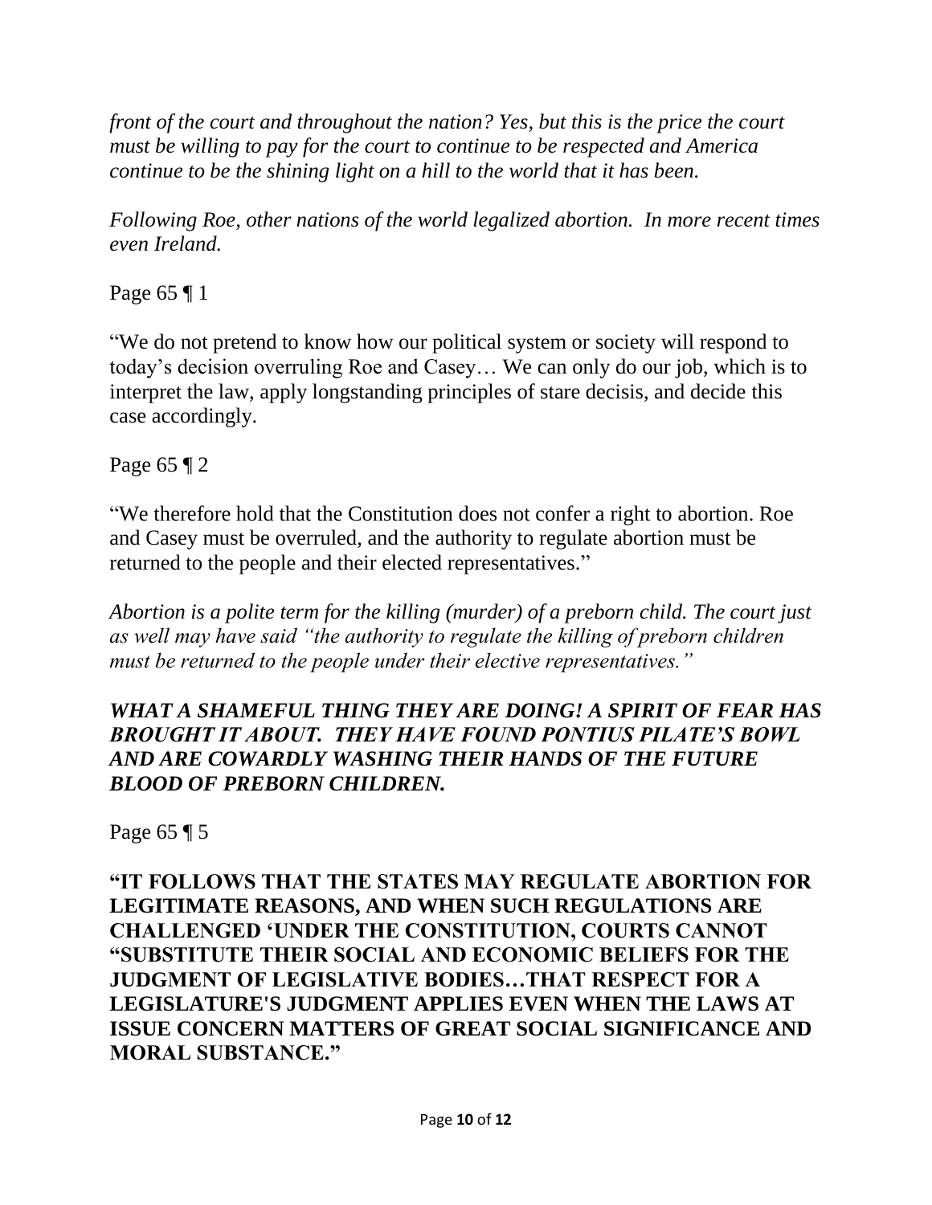*front of the court and throughout the nation? Yes, but this is the price the court must be willing to pay for the court to continue to be respected and America continue to be the shining light on a hill to the world that it has been.*

*Following Roe, other nations of the world legalized abortion. In more recent times even Ireland.*

Page 65 ¶ 1

"We do not pretend to know how our political system or society will respond to today's decision overruling Roe and Casey… We can only do our job, which is to interpret the law, apply longstanding principles of stare decisis, and decide this case accordingly.

Page 65 ¶ 2

"We therefore hold that the Constitution does not confer a right to abortion. Roe and Casey must be overruled, and the authority to regulate abortion must be returned to the people and their elected representatives."

*Abortion is a polite term for the killing (murder) of a preborn child. The court just as well may have said "the authority to regulate the killing of preborn children must be returned to the people under their elective representatives."*

***WHAT A SHAMEFUL THING THEY ARE DOING! A SPIRIT OF FEAR HAS BROUGHT IT ABOUT. THEY HAVE FOUND PONTIUS PILATE'S BOWL AND ARE COWARDLY WASHING THEIR HANDS OF THE FUTURE BLOOD OF PREBORN CHILDREN.***

Page 65 ¶ 5

**"IT FOLLOWS THAT THE STATES MAY REGULATE ABORTION FOR LEGITIMATE REASONS, AND WHEN SUCH REGULATIONS ARE CHALLENGED 'UNDER THE CONSTITUTION, COURTS CANNOT "SUBSTITUTE THEIR SOCIAL AND ECONOMIC BELIEFS FOR THE JUDGMENT OF LEGISLATIVE BODIES…THAT RESPECT FOR A LEGISLATURE'S JUDGMENT APPLIES EVEN WHEN THE LAWS AT ISSUE CONCERN MATTERS OF GREAT SOCIAL SIGNIFICANCE AND MORAL SUBSTANCE."**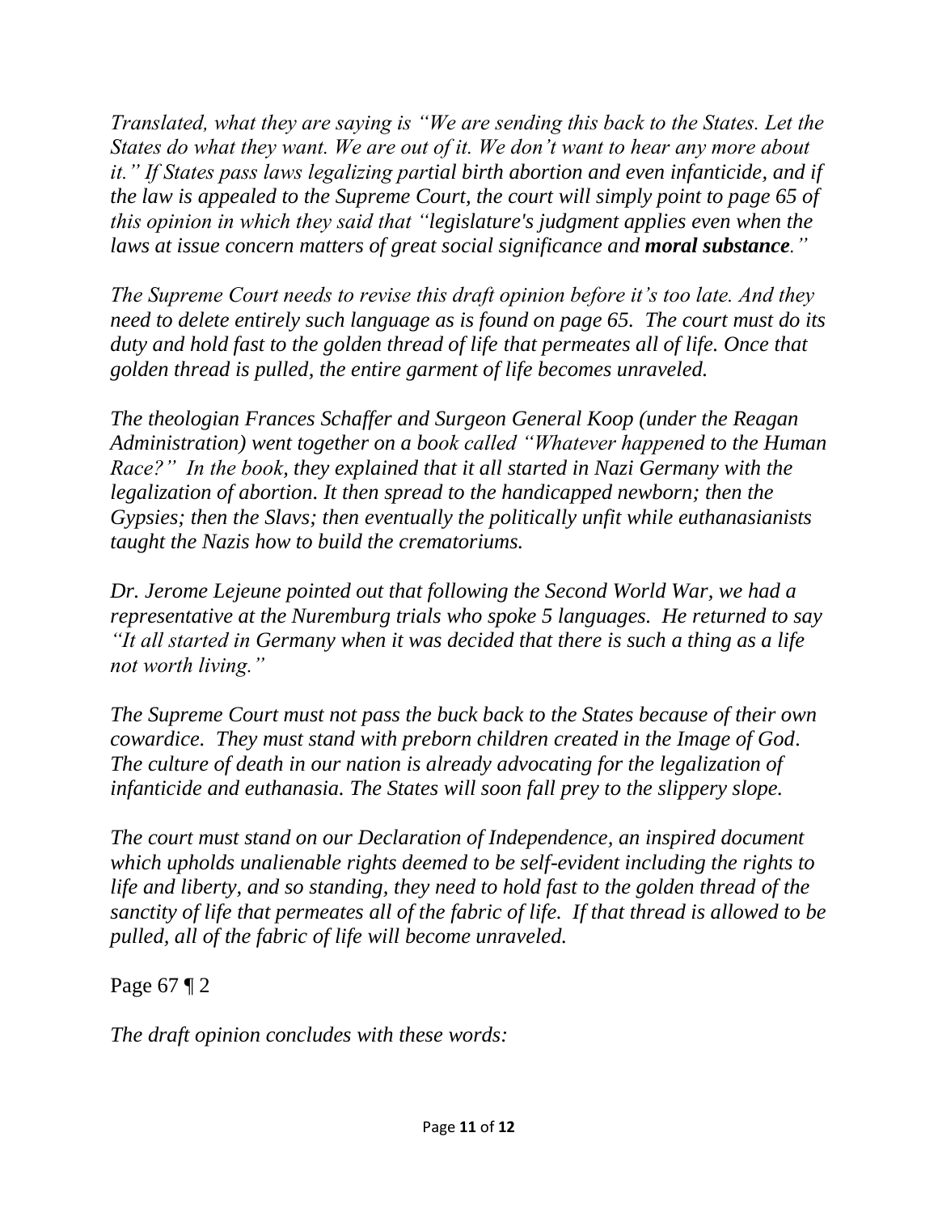*Translated, what they are saying is "We are sending this back to the States. Let the States do what they want. We are out of it. We don't want to hear any more about it." If States pass laws legalizing partial birth abortion and even infanticide, and if the law is appealed to the Supreme Court, the court will simply point to page 65 of this opinion in which they said that "legislature's judgment applies even when the laws at issue concern matters of great social significance and* ***moral substance****."*

*The Supreme Court needs to revise this draft opinion before it's too late. And they need to delete entirely such language as is found on page 65. The court must do its duty and hold fast to the golden thread of life that permeates all of life. Once that golden thread is pulled, the entire garment of life becomes unraveled.*

*The theologian Frances Schaffer and Surgeon General Koop (under the Reagan Administration) went together on a book called "Whatever happened to the Human Race?" In the book, they explained that it all started in Nazi Germany with the legalization of abortion. It then spread to the handicapped newborn; then the Gypsies; then the Slavs; then eventually the politically unfit while euthanasianists taught the Nazis how to build the crematoriums.*

*Dr. Jerome Lejeune pointed out that following the Second World War, we had a representative at the Nuremburg trials who spoke 5 languages. He returned to say "It all started in Germany when it was decided that there is such a thing as a life not worth living."*

*The Supreme Court must not pass the buck back to the States because of their own cowardice. They must stand with preborn children created in the Image of God. The culture of death in our nation is already advocating for the legalization of infanticide and euthanasia. The States will soon fall prey to the slippery slope.*

*The court must stand on our Declaration of Independence, an inspired document which upholds unalienable rights deemed to be self-evident including the rights to life and liberty, and so standing, they need to hold fast to the golden thread of the sanctity of life that permeates all of the fabric of life. If that thread is allowed to be pulled, all of the fabric of life will become unraveled.*

Page 67 ¶ 2

*The draft opinion concludes with these words:*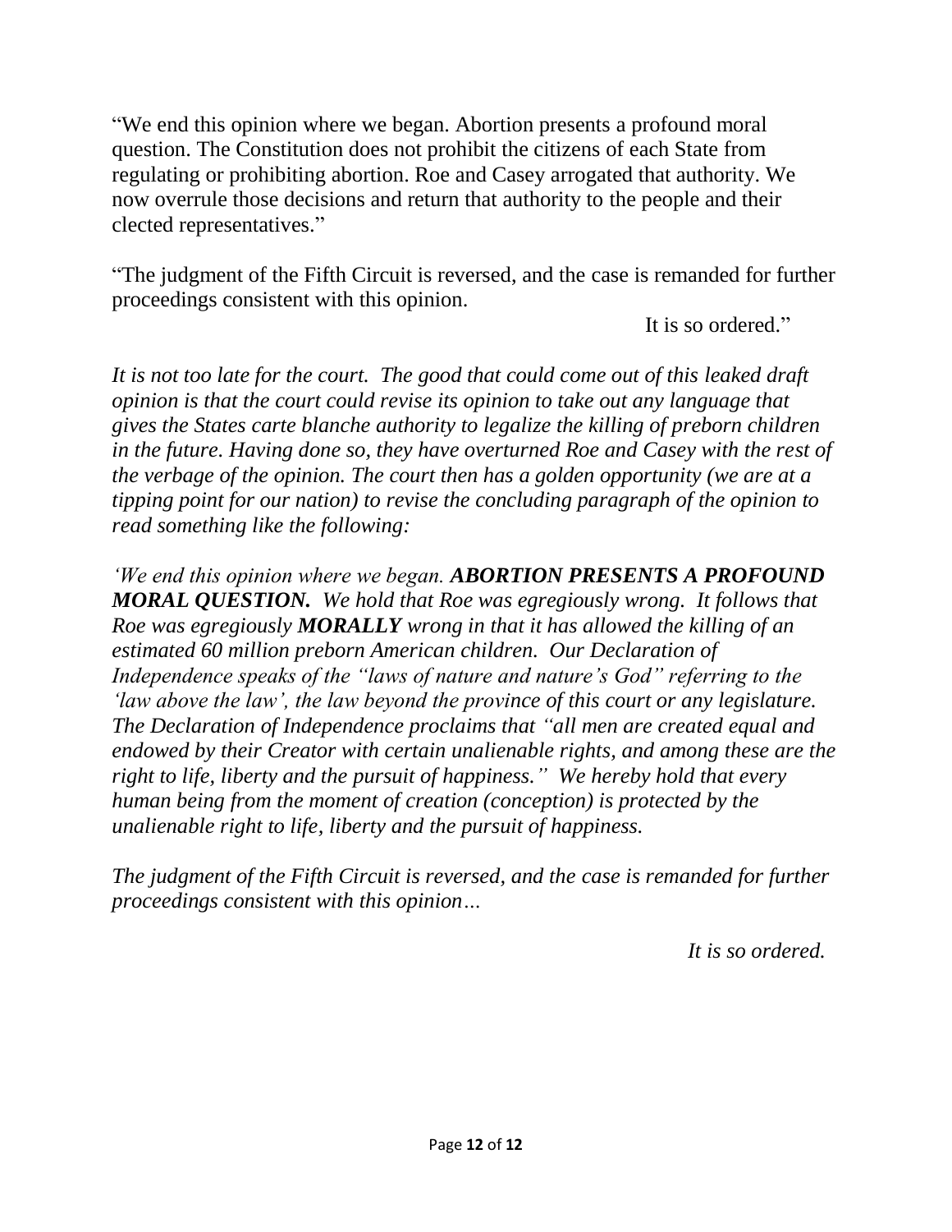"We end this opinion where we began. Abortion presents a profound moral question. The Constitution does not prohibit the citizens of each State from regulating or prohibiting abortion. Roe and Casey arrogated that authority. We now overrule those decisions and return that authority to the people and their clected representatives."

"The judgment of the Fifth Circuit is reversed, and the case is remanded for further proceedings consistent with this opinion.

It is so ordered."

*It is not too late for the court. The good that could come out of this leaked draft opinion is that the court could revise its opinion to take out any language that gives the States carte blanche authority to legalize the killing of preborn children in the future. Having done so, they have overturned Roe and Casey with the rest of the verbage of the opinion. The court then has a golden opportunity (we are at a tipping point for our nation) to revise the concluding paragraph of the opinion to read something like the following:*

*'We end this opinion where we began.* ***ABORTION PRESENTS A PROFOUND MORAL QUESTION.*** *We hold that Roe was egregiously wrong. It follows that Roe was egregiously* ***MORALLY*** *wrong in that it has allowed the killing of an estimated 60 million preborn American children. Our Declaration of Independence speaks of the "laws of nature and nature's God" referring to the 'law above the law', the law beyond the province of this court or any legislature. The Declaration of Independence proclaims that "all men are created equal and endowed by their Creator with certain unalienable rights, and among these are the right to life, liberty and the pursuit of happiness." We hereby hold that every human being from the moment of creation (conception) is protected by the unalienable right to life, liberty and the pursuit of happiness.*

*The judgment of the Fifth Circuit is reversed, and the case is remanded for further proceedings consistent with this opinion…*

*It is so ordered.*